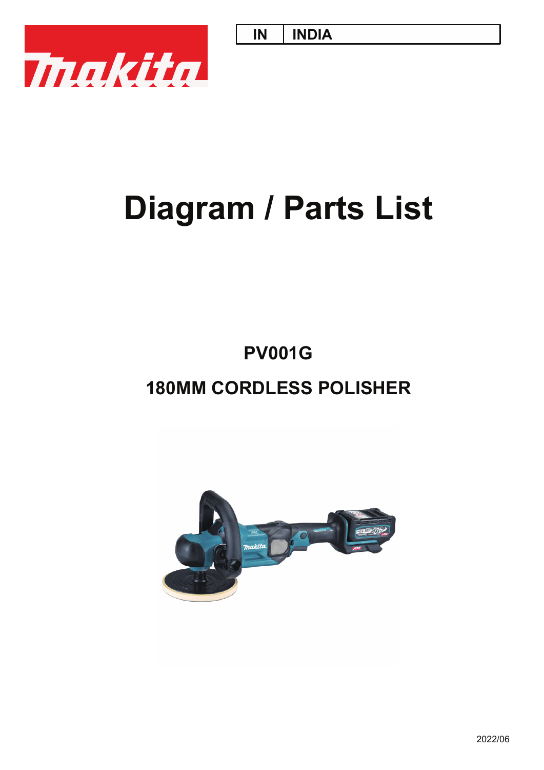| IN | INDIA |
|---|---|

# Diagram / Parts List

## PV001G

## 180MM CORDLESS POLISHER

2022/06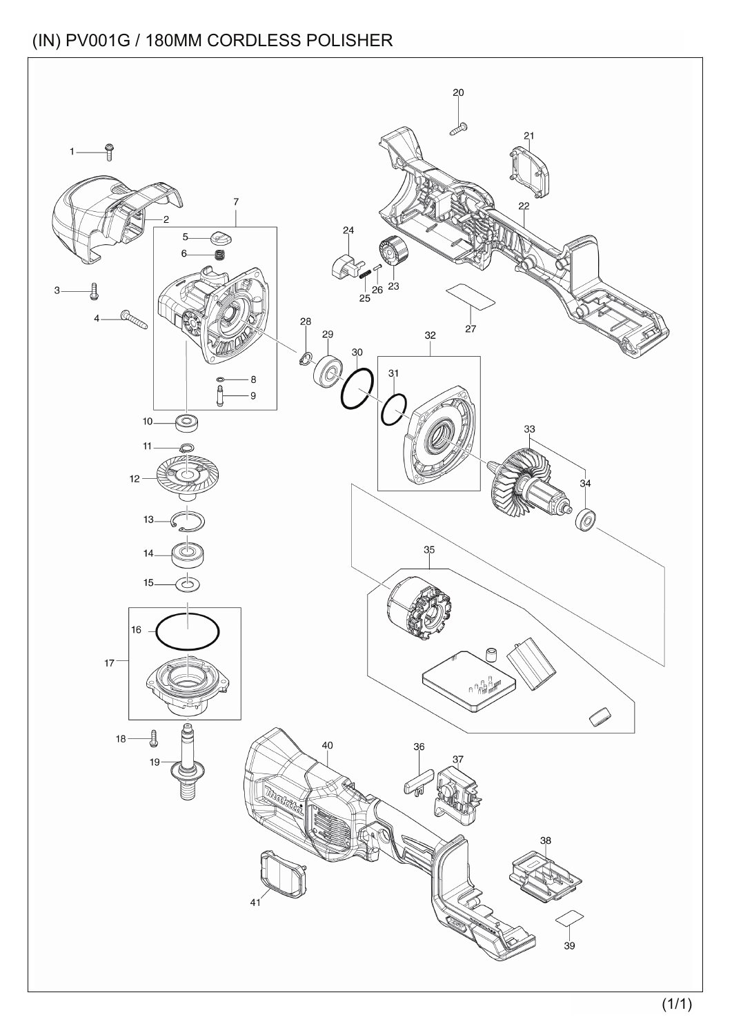# (IN) PV001G / 180MM CORDLESS POLISHER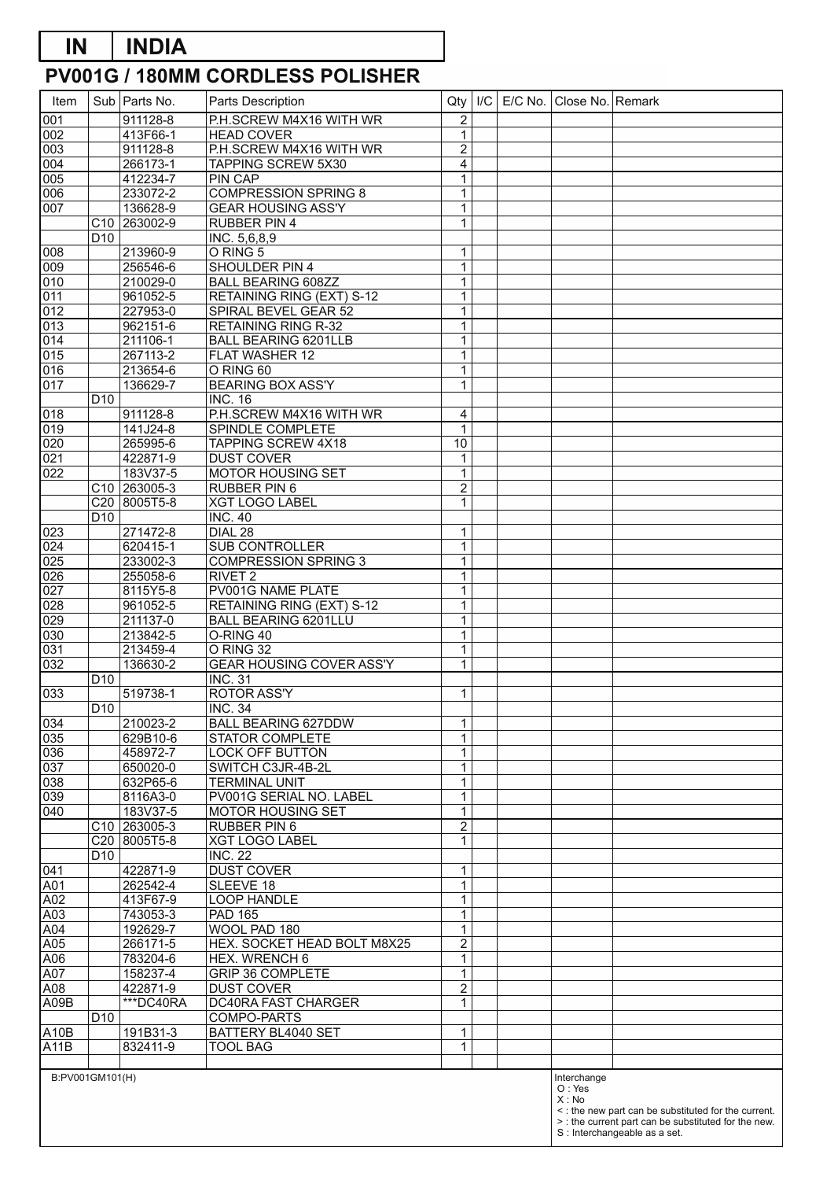# IN | INDIA

## PV001G / 180MM CORDLESS POLISHER

| Item | Sub | Parts No. | Parts Description | Qty | I/C | E/C No. | Close No. | Remark |
|---|---|---|---|---|---|---|---|---|
| 001 | | 911128-8 | P.H.SCREW M4X16 WITH WR | 2 | | | | |
| 002 | | 413F66-1 | HEAD COVER | 1 | | | | |
| 003 | | 911128-8 | P.H.SCREW M4X16 WITH WR | 2 | | | | |
| 004 | | 266173-1 | TAPPING SCREW 5X30 | 4 | | | | |
| 005 | | 412234-7 | PIN CAP | 1 | | | | |
| 006 | | 233072-2 | COMPRESSION SPRING 8 | 1 | | | | |
| 007 | | 136628-9 | GEAR HOUSING ASS'Y | 1 | | | | |
| | C10 | 263002-9 | RUBBER PIN 4 | 1 | | | | |
| | D10 | | INC. 5,6,8,9 | | | | | |
| 008 | | 213960-9 | O RING 5 | 1 | | | | |
| 009 | | 256546-6 | SHOULDER PIN 4 | 1 | | | | |
| 010 | | 210029-0 | BALL BEARING 608ZZ | 1 | | | | |
| 011 | | 961052-5 | RETAINING RING (EXT) S-12 | 1 | | | | |
| 012 | | 227953-0 | SPIRAL BEVEL GEAR 52 | 1 | | | | |
| 013 | | 962151-6 | RETAINING RING R-32 | 1 | | | | |
| 014 | | 211106-1 | BALL BEARING 6201LLB | 1 | | | | |
| 015 | | 267113-2 | FLAT WASHER 12 | 1 | | | | |
| 016 | | 213654-6 | O RING 60 | 1 | | | | |
| 017 | | 136629-7 | BEARING BOX ASS'Y | 1 | | | | |
| | D10 | | INC. 16 | | | | | |
| 018 | | 911128-8 | P.H.SCREW M4X16 WITH WR | 4 | | | | |
| 019 | | 141J24-8 | SPINDLE COMPLETE | 1 | | | | |
| 020 | | 265995-6 | TAPPING SCREW 4X18 | 10 | | | | |
| 021 | | 422871-9 | DUST COVER | 1 | | | | |
| 022 | | 183V37-5 | MOTOR HOUSING SET | 1 | | | | |
| | C10 | 263005-3 | RUBBER PIN 6 | 2 | | | | |
| | C20 | 8005T5-8 | XGT LOGO LABEL | 1 | | | | |
| | D10 | | INC. 40 | | | | | |
| 023 | | 271472-8 | DIAL 28 | 1 | | | | |
| 024 | | 620415-1 | SUB CONTROLLER | 1 | | | | |
| 025 | | 233002-3 | COMPRESSION SPRING 3 | 1 | | | | |
| 026 | | 255058-6 | RIVET 2 | 1 | | | | |
| 027 | | 8115Y5-8 | PV001G NAME PLATE | 1 | | | | |
| 028 | | 961052-5 | RETAINING RING (EXT) S-12 | 1 | | | | |
| 029 | | 211137-0 | BALL BEARING 6201LLU | 1 | | | | |
| 030 | | 213842-5 | O-RING 40 | 1 | | | | |
| 031 | | 213459-4 | O RING 32 | 1 | | | | |
| 032 | | 136630-2 | GEAR HOUSING COVER ASS'Y | 1 | | | | |
| | D10 | | INC. 31 | | | | | |
| 033 | | 519738-1 | ROTOR ASS'Y | 1 | | | | |
| | D10 | | INC. 34 | | | | | |
| 034 | | 210023-2 | BALL BEARING 627DDW | 1 | | | | |
| 035 | | 629B10-6 | STATOR COMPLETE | 1 | | | | |
| 036 | | 458972-7 | LOCK OFF BUTTON | 1 | | | | |
| 037 | | 650020-0 | SWITCH C3JR-4B-2L | 1 | | | | |
| 038 | | 632P65-6 | TERMINAL UNIT | 1 | | | | |
| 039 | | 8116A3-0 | PV001G SERIAL NO. LABEL | 1 | | | | |
| 040 | | 183V37-5 | MOTOR HOUSING SET | 1 | | | | |
| | C10 | 263005-3 | RUBBER PIN 6 | 2 | | | | |
| | C20 | 8005T5-8 | XGT LOGO LABEL | 1 | | | | |
| | D10 | | INC. 22 | | | | | |
| 041 | | 422871-9 | DUST COVER | 1 | | | | |
| A01 | | 262542-4 | SLEEVE 18 | 1 | | | | |
| A02 | | 413F67-9 | LOOP HANDLE | 1 | | | | |
| A03 | | 743053-3 | PAD 165 | 1 | | | | |
| A04 | | 192629-7 | WOOL PAD 180 | 1 | | | | |
| A05 | | 266171-5 | HEX. SOCKET HEAD BOLT M8X25 | 2 | | | | |
| A06 | | 783204-6 | HEX. WRENCH 6 | 1 | | | | |
| A07 | | 158237-4 | GRIP 36 COMPLETE | 1 | | | | |
| A08 | | 422871-9 | DUST COVER | 2 | | | | |
| A09B | | ***DC40RA | DC40RA FAST CHARGER | 1 | | | | |
| | D10 | | COMPO-PARTS | | | | | |
| A10B | | 191B31-3 | BATTERY BL4040 SET | 1 | | | | |
| A11B | | 832411-9 | TOOL BAG | 1 | | | | |

B:PV001GM101(H)

Interchange
O : Yes
X : No
< : the new part can be substituted for the current.
> : the current part can be substituted for the new.
S : Interchangeable as a set.